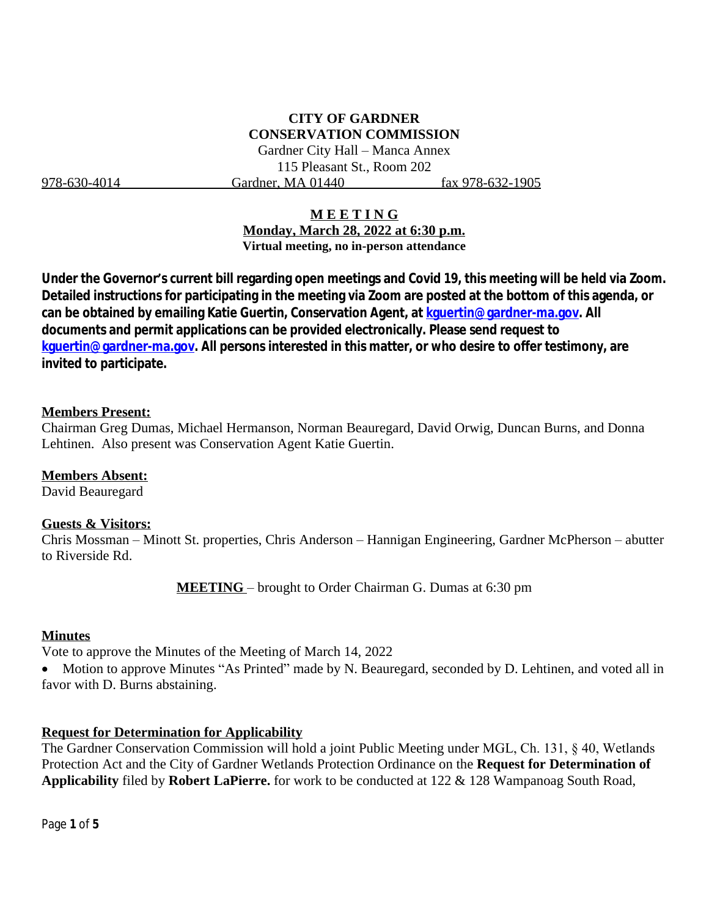**CITY OF GARDNER**
**CONSERVATION COMMISSION**
Gardner City Hall – Manca Annex
115 Pleasant St., Room 202
978-630-4014 Gardner, MA 01440 fax 978-632-1905

**M E E T I N G**
**Monday, March 28, 2022 at 6:30 p.m.**
**Virtual meeting, no in-person attendance**

**Under the Governor's current bill regarding open meetings and Covid 19, this meeting will be held via Zoom. Detailed instructions for participating in the meeting via Zoom are posted at the bottom of this agenda, or can be obtained by emailing Katie Guertin, Conservation Agent, at kguertin@gardner-ma.gov. All documents and permit applications can be provided electronically. Please send request to kguertin@gardner-ma.gov. All persons interested in this matter, or who desire to offer testimony, are invited to participate.**

**Members Present:**
Chairman Greg Dumas, Michael Hermanson, Norman Beauregard, David Orwig, Duncan Burns, and Donna Lehtinen. Also present was Conservation Agent Katie Guertin.

**Members Absent:**
David Beauregard

**Guests & Visitors:**
Chris Mossman – Minott St. properties, Chris Anderson – Hannigan Engineering, Gardner McPherson – abutter to Riverside Rd.

**MEETING** – brought to Order Chairman G. Dumas at 6:30 pm

**Minutes**
Vote to approve the Minutes of the Meeting of March 14, 2022

- Motion to approve Minutes "As Printed" made by N. Beauregard, seconded by D. Lehtinen, and voted all in favor with D. Burns abstaining.

**Request for Determination for Applicability**
The Gardner Conservation Commission will hold a joint Public Meeting under MGL, Ch. 131, § 40, Wetlands Protection Act and the City of Gardner Wetlands Protection Ordinance on the **Request for Determination of Applicability** filed by **Robert LaPierre.** for work to be conducted at 122 & 128 Wampanoag South Road,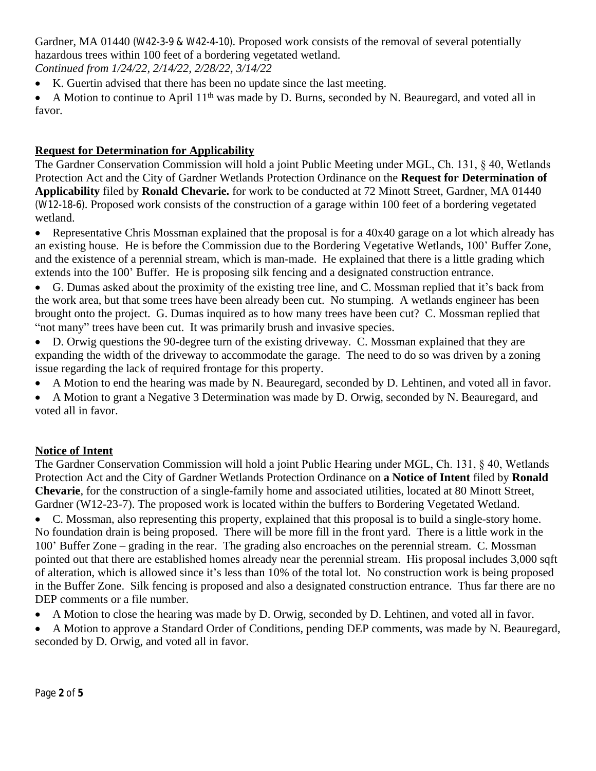Gardner, MA 01440 (W42-3-9 & W42-4-10). Proposed work consists of the removal of several potentially hazardous trees within 100 feet of a bordering vegetated wetland.
*Continued from 1/24/22, 2/14/22, 2/28/22, 3/14/22*

- K. Guertin advised that there has been no update since the last meeting.
- A Motion to continue to April 11th was made by D. Burns, seconded by N. Beauregard, and voted all in favor.

## Request for Determination for Applicability

The Gardner Conservation Commission will hold a joint Public Meeting under MGL, Ch. 131, § 40, Wetlands Protection Act and the City of Gardner Wetlands Protection Ordinance on the **Request for Determination of Applicability** filed by **Ronald Chevarie.** for work to be conducted at 72 Minott Street, Gardner, MA 01440 (W12-18-6). Proposed work consists of the construction of a garage within 100 feet of a bordering vegetated wetland.

- Representative Chris Mossman explained that the proposal is for a 40x40 garage on a lot which already has an existing house. He is before the Commission due to the Bordering Vegetative Wetlands, 100' Buffer Zone, and the existence of a perennial stream, which is man-made. He explained that there is a little grading which extends into the 100' Buffer. He is proposing silk fencing and a designated construction entrance.
- G. Dumas asked about the proximity of the existing tree line, and C. Mossman replied that it's back from the work area, but that some trees have been already been cut. No stumping. A wetlands engineer has been brought onto the project. G. Dumas inquired as to how many trees have been cut? C. Mossman replied that "not many" trees have been cut. It was primarily brush and invasive species.
- D. Orwig questions the 90-degree turn of the existing driveway. C. Mossman explained that they are expanding the width of the driveway to accommodate the garage. The need to do so was driven by a zoning issue regarding the lack of required frontage for this property.
- A Motion to end the hearing was made by N. Beauregard, seconded by D. Lehtinen, and voted all in favor.
- A Motion to grant a Negative 3 Determination was made by D. Orwig, seconded by N. Beauregard, and voted all in favor.

## Notice of Intent

The Gardner Conservation Commission will hold a joint Public Hearing under MGL, Ch. 131, § 40, Wetlands Protection Act and the City of Gardner Wetlands Protection Ordinance on **a Notice of Intent** filed by **Ronald Chevarie**, for the construction of a single-family home and associated utilities, located at 80 Minott Street, Gardner (W12-23-7). The proposed work is located within the buffers to Bordering Vegetated Wetland.

- C. Mossman, also representing this property, explained that this proposal is to build a single-story home. No foundation drain is being proposed. There will be more fill in the front yard. There is a little work in the 100' Buffer Zone – grading in the rear. The grading also encroaches on the perennial stream. C. Mossman pointed out that there are established homes already near the perennial stream. His proposal includes 3,000 sqft of alteration, which is allowed since it's less than 10% of the total lot. No construction work is being proposed in the Buffer Zone. Silk fencing is proposed and also a designated construction entrance. Thus far there are no DEP comments or a file number.
- A Motion to close the hearing was made by D. Orwig, seconded by D. Lehtinen, and voted all in favor.
- A Motion to approve a Standard Order of Conditions, pending DEP comments, was made by N. Beauregard, seconded by D. Orwig, and voted all in favor.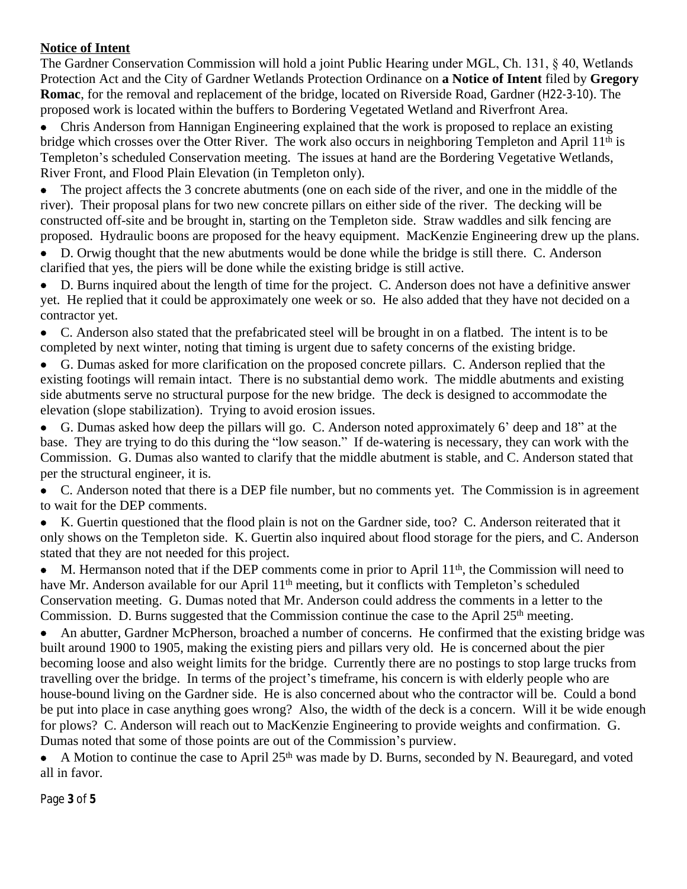**Notice of Intent**

The Gardner Conservation Commission will hold a joint Public Hearing under MGL, Ch. 131, § 40, Wetlands Protection Act and the City of Gardner Wetlands Protection Ordinance on **a Notice of Intent** filed by **Gregory Romac**, for the removal and replacement of the bridge, located on Riverside Road, Gardner (H22-3-10). The proposed work is located within the buffers to Bordering Vegetated Wetland and Riverfront Area.

- Chris Anderson from Hannigan Engineering explained that the work is proposed to replace an existing bridge which crosses over the Otter River. The work also occurs in neighboring Templeton and April 11th is Templeton's scheduled Conservation meeting. The issues at hand are the Bordering Vegetative Wetlands, River Front, and Flood Plain Elevation (in Templeton only).
- The project affects the 3 concrete abutments (one on each side of the river, and one in the middle of the river). Their proposal plans for two new concrete pillars on either side of the river. The decking will be constructed off-site and be brought in, starting on the Templeton side. Straw waddles and silk fencing are proposed. Hydraulic boons are proposed for the heavy equipment. MacKenzie Engineering drew up the plans.
- D. Orwig thought that the new abutments would be done while the bridge is still there. C. Anderson clarified that yes, the piers will be done while the existing bridge is still active.
- D. Burns inquired about the length of time for the project. C. Anderson does not have a definitive answer yet. He replied that it could be approximately one week or so. He also added that they have not decided on a contractor yet.
- C. Anderson also stated that the prefabricated steel will be brought in on a flatbed. The intent is to be completed by next winter, noting that timing is urgent due to safety concerns of the existing bridge.
- G. Dumas asked for more clarification on the proposed concrete pillars. C. Anderson replied that the existing footings will remain intact. There is no substantial demo work. The middle abutments and existing side abutments serve no structural purpose for the new bridge. The deck is designed to accommodate the elevation (slope stabilization). Trying to avoid erosion issues.
- G. Dumas asked how deep the pillars will go. C. Anderson noted approximately 6' deep and 18" at the base. They are trying to do this during the "low season." If de-watering is necessary, they can work with the Commission. G. Dumas also wanted to clarify that the middle abutment is stable, and C. Anderson stated that per the structural engineer, it is.
- C. Anderson noted that there is a DEP file number, but no comments yet. The Commission is in agreement to wait for the DEP comments.
- K. Guertin questioned that the flood plain is not on the Gardner side, too? C. Anderson reiterated that it only shows on the Templeton side. K. Guertin also inquired about flood storage for the piers, and C. Anderson stated that they are not needed for this project.
- M. Hermanson noted that if the DEP comments come in prior to April 11th, the Commission will need to have Mr. Anderson available for our April 11th meeting, but it conflicts with Templeton's scheduled Conservation meeting. G. Dumas noted that Mr. Anderson could address the comments in a letter to the Commission. D. Burns suggested that the Commission continue the case to the April 25th meeting.
- An abutter, Gardner McPherson, broached a number of concerns. He confirmed that the existing bridge was built around 1900 to 1905, making the existing piers and pillars very old. He is concerned about the pier becoming loose and also weight limits for the bridge. Currently there are no postings to stop large trucks from travelling over the bridge. In terms of the project's timeframe, his concern is with elderly people who are house-bound living on the Gardner side. He is also concerned about who the contractor will be. Could a bond be put into place in case anything goes wrong? Also, the width of the deck is a concern. Will it be wide enough for plows? C. Anderson will reach out to MacKenzie Engineering to provide weights and confirmation. G. Dumas noted that some of those points are out of the Commission's purview.
- A Motion to continue the case to April 25th was made by D. Burns, seconded by N. Beauregard, and voted all in favor.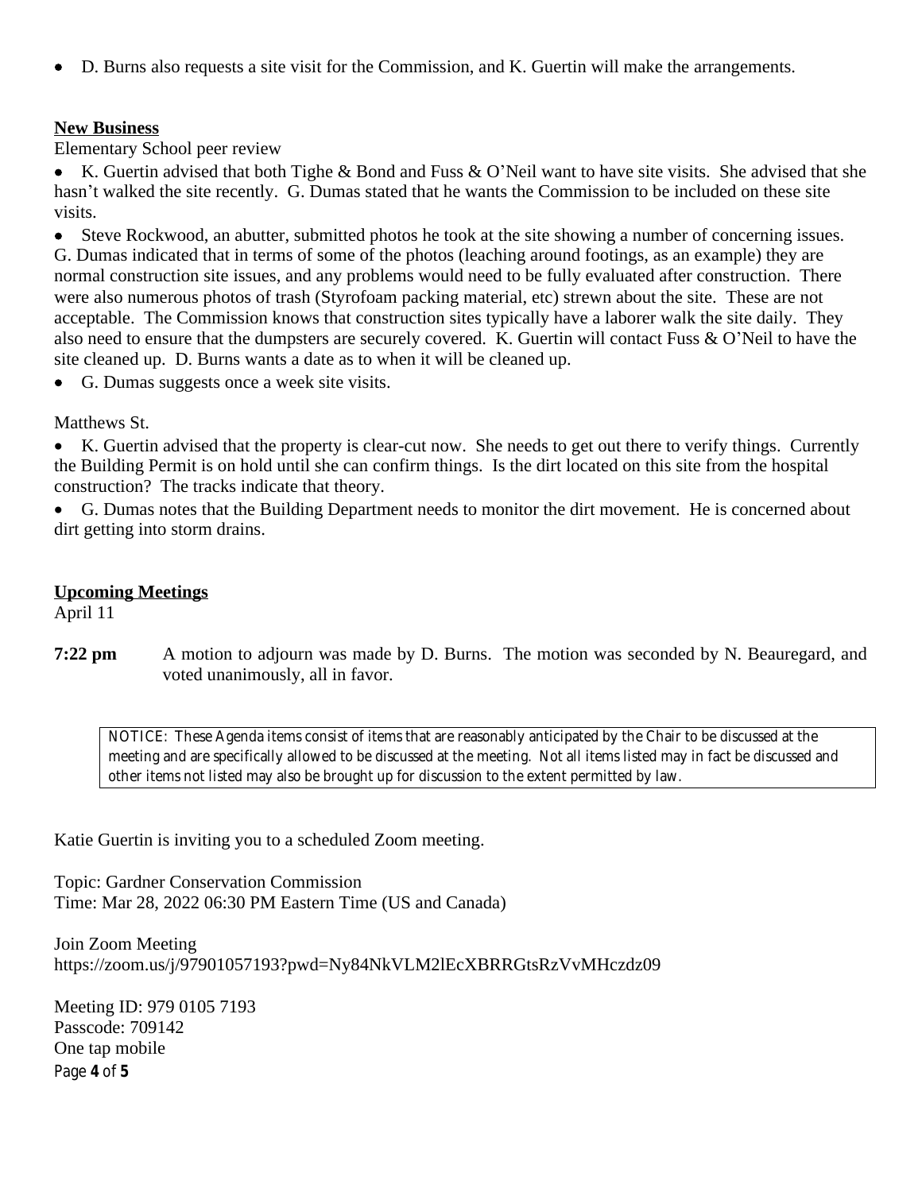- D. Burns also requests a site visit for the Commission, and K. Guertin will make the arrangements.

**New Business**

Elementary School peer review

- K. Guertin advised that both Tighe & Bond and Fuss & O'Neil want to have site visits. She advised that she hasn't walked the site recently. G. Dumas stated that he wants the Commission to be included on these site visits.
- Steve Rockwood, an abutter, submitted photos he took at the site showing a number of concerning issues. G. Dumas indicated that in terms of some of the photos (leaching around footings, as an example) they are normal construction site issues, and any problems would need to be fully evaluated after construction. There were also numerous photos of trash (Styrofoam packing material, etc) strewn about the site. These are not acceptable. The Commission knows that construction sites typically have a laborer walk the site daily. They also need to ensure that the dumpsters are securely covered. K. Guertin will contact Fuss & O'Neil to have the site cleaned up. D. Burns wants a date as to when it will be cleaned up.
- G. Dumas suggests once a week site visits.

Matthews St.

- K. Guertin advised that the property is clear-cut now. She needs to get out there to verify things. Currently the Building Permit is on hold until she can confirm things. Is the dirt located on this site from the hospital construction? The tracks indicate that theory.
- G. Dumas notes that the Building Department needs to monitor the dirt movement. He is concerned about dirt getting into storm drains.

**Upcoming Meetings**

April 11

**7:22 pm** A motion to adjourn was made by D. Burns. The motion was seconded by N. Beauregard, and voted unanimously, all in favor.

NOTICE: These Agenda items consist of items that are reasonably anticipated by the Chair to be discussed at the meeting and are specifically allowed to be discussed at the meeting. Not all items listed may in fact be discussed and other items not listed may also be brought up for discussion to the extent permitted by law.

Katie Guertin is inviting you to a scheduled Zoom meeting.

Topic: Gardner Conservation Commission
Time: Mar 28, 2022 06:30 PM Eastern Time (US and Canada)

Join Zoom Meeting
https://zoom.us/j/97901057193?pwd=Ny84NkVLM2lEcXBRRGtsRzVvMHczdz09

Meeting ID: 979 0105 7193
Passcode: 709142
One tap mobile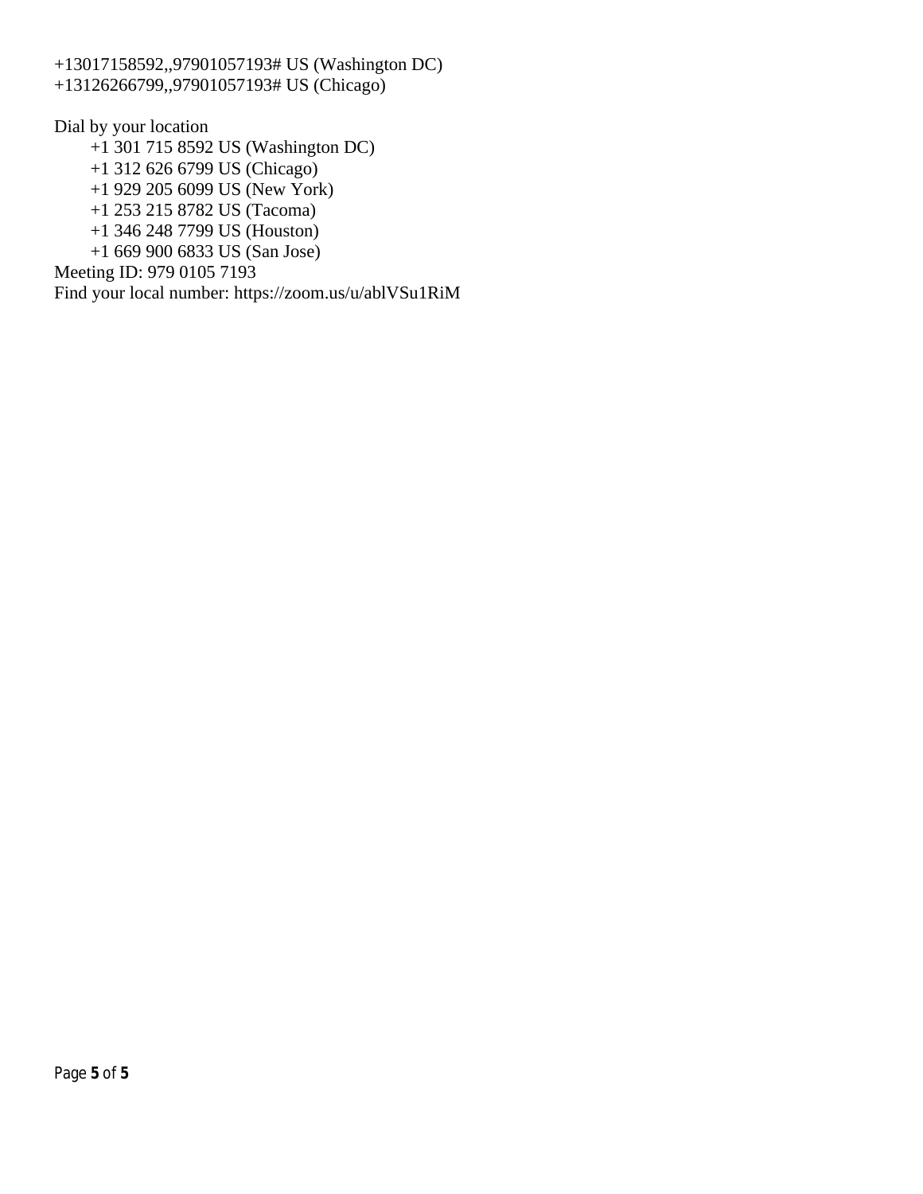+13017158592,,97901057193# US (Washington DC)
+13126266799,,97901057193# US (Chicago)

Dial by your location

+1 301 715 8592 US (Washington DC)
+1 312 626 6799 US (Chicago)
+1 929 205 6099 US (New York)
+1 253 215 8782 US (Tacoma)
+1 346 248 7799 US (Houston)
+1 669 900 6833 US (San Jose)

Meeting ID: 979 0105 7193
Find your local number: https://zoom.us/u/ablVSu1RiM